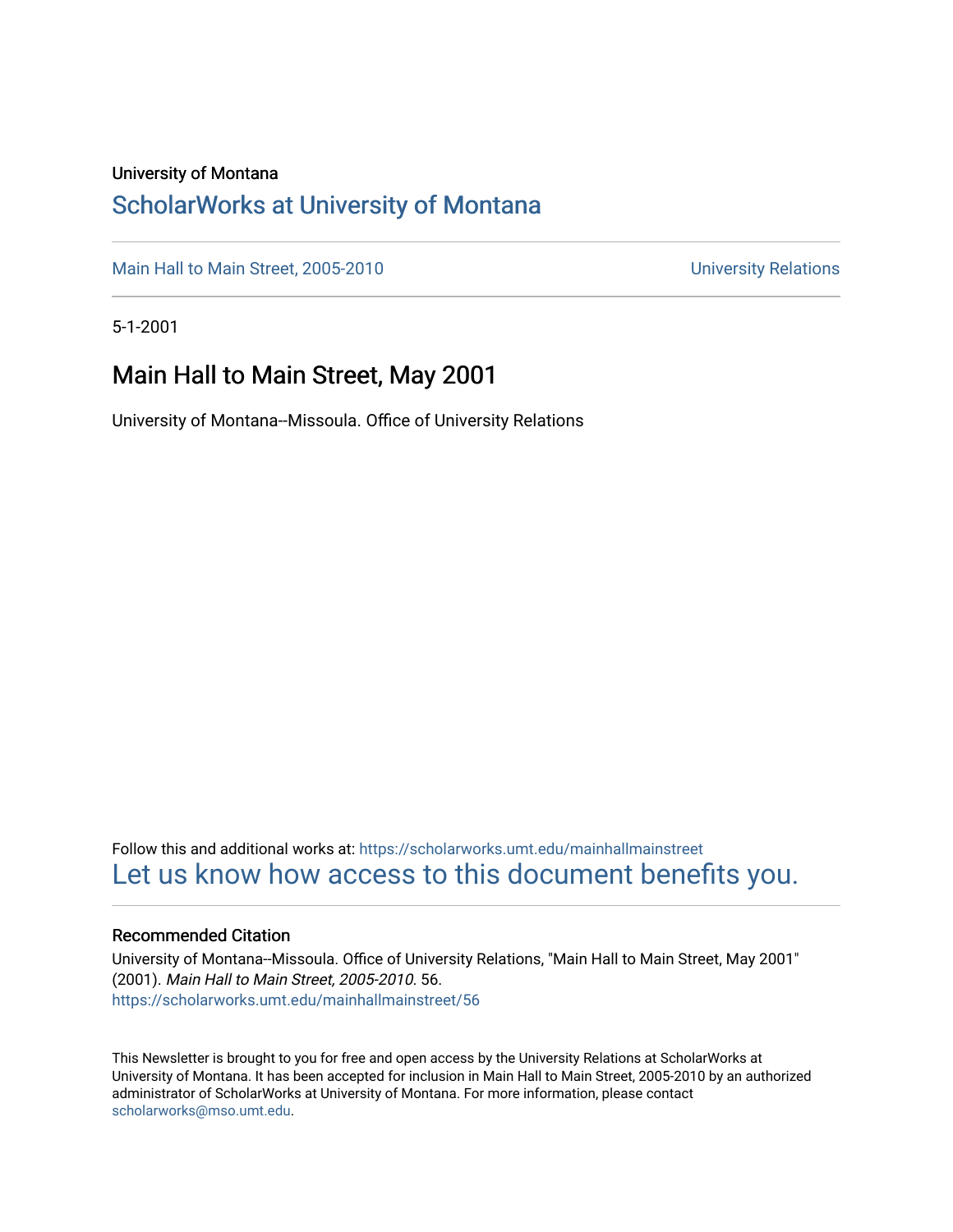University of Montana

## ScholarWorks at University of Montana

Main Hall to Main Street, 2005-2010 | University Relations

5-1-2001

# Main Hall to Main Street, May 2001

University of Montana--Missoula. Office of University Relations

Follow this and additional works at: https://scholarworks.umt.edu/mainhallmainstreet

Let us know how access to this document benefits you.

### Recommended Citation

University of Montana--Missoula. Office of University Relations, "Main Hall to Main Street, May 2001" (2001). *Main Hall to Main Street, 2005-2010*. 56.
https://scholarworks.umt.edu/mainhallmainstreet/56

This Newsletter is brought to you for free and open access by the University Relations at ScholarWorks at University of Montana. It has been accepted for inclusion in Main Hall to Main Street, 2005-2010 by an authorized administrator of ScholarWorks at University of Montana. For more information, please contact scholarworks@mso.umt.edu.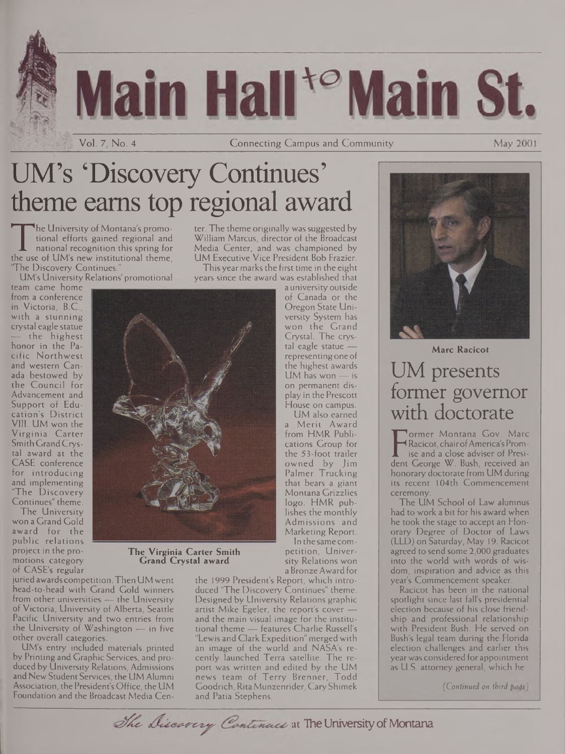# Main Hall to Main St.

Vol. 7, No. 4 Connecting Campus and Community May 2001

# UM's 'Discovery Continues' theme earns top regional award

The University of Montana's promotional efforts gained regional and national recognition this spring for the use of UM's new institutional theme, "The Discovery Continues."

UM's University Relations' promotional team came home from a conference in Victoria, B.C., with a stunning crystal eagle statue — the highest honor in the Pacific Northwest and western Canada bestowed by the Council for Advancement and Support of Education's District VIII. UM won the Virginia Carter Smith Grand Crystal award at the CASE conference for introducing and implementing "The Discovery Continues" theme.

The University won a Grand Gold award for the public relations project in the promotions category of CASE's regular juried awards competition. Then UM went head-to-head with Grand Gold winners from other universities — the University of Victoria, University of Alberta, Seattle Pacific University and two entries from the University of Washington — in five other overall categories.

UM's entry included materials printed by Printing and Graphic Services, and produced by University Relations, Admissions and New Student Services, the UM Alumni Association, the President's Office, the UM Foundation and the Broadcast Media Center. The theme originally was suggested by William Marcus, director of the Broadcast Media Center, and was championed by UM Executive Vice President Bob Frazier.

This year marks the first time in the eight years since the award was established that a university outside of Canada or the Oregon State University System has won the Grand Crystal. The crystal eagle statue — representing one of the highest awards UM has won — is on permanent display in the Prescott House on campus.

UM also earned a Merit Award from HMR Publications Group for the 53-foot trailer owned by Jim Palmer Trucking that bears a giant Montana Grizzlies logo. HMR publishes the monthly Admissions and Marketing Report.

In the same competition, University Relations won a Bronze Award for the 1999 President's Report, which introduced "The Discovery Continues" theme. Designed by University Relations graphic artist Mike Egeler, the report's cover — and the main visual image for the institutional theme — features Charlie Russell's "Lewis and Clark Expedition" merged with an image of the world and NASA's recently launched Terra satellite. The report was written and edited by the UM news team of Terry Brenner, Todd Goodrich, Rita Munzenrider, Cary Shimek and Patia Stephens.

The Virginia Carter Smith Grand Crystal award

Marc Racicot

# UM presents former governor with doctorate

Former Montana Gov. Marc Racicot, chair of America's Promise and a close adviser of President George W. Bush, received an honorary doctorate from UM during its recent 104th Commencement ceremony.

The UM School of Law alumnus had to work a bit for his award when he took the stage to accept an Honorary Degree of Doctor of Laws (LLD) on Saturday, May 19. Racicot agreed to send some 2,000 graduates into the world with words of wisdom, inspiration and advice as this year's Commencement speaker.

Racicot has been in the national spotlight since last fall's presidential election because of his close friendship and professional relationship with President Bush. He served on Bush's legal team during the Florida election challenges and earlier this year was considered for appointment as U.S. attorney general, which he

*(Continued on third page)*

*The Discovery Continues* at The University of Montana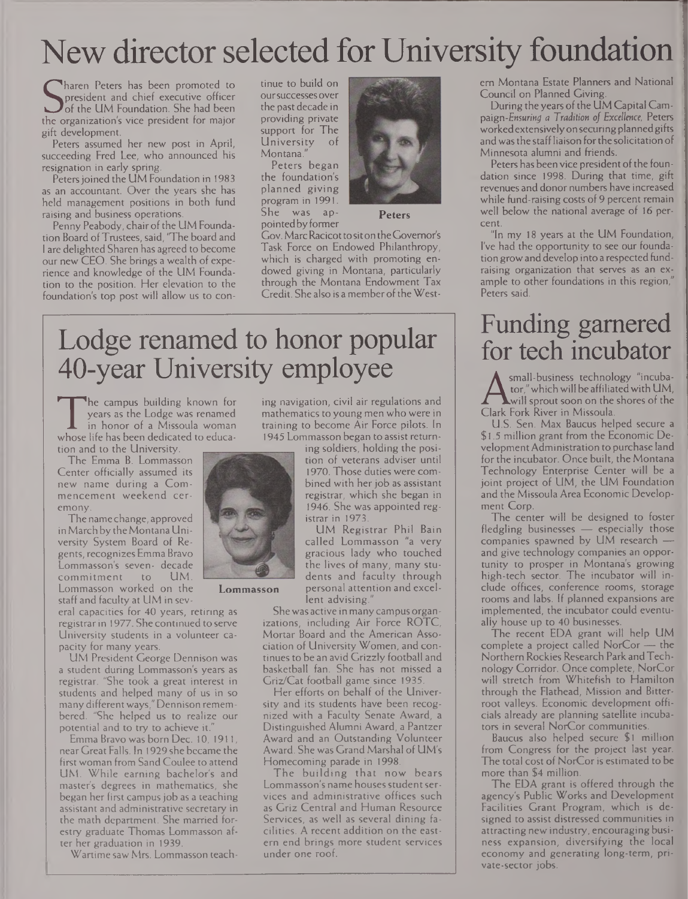# New director selected for University foundation

Sharen Peters has been promoted to president and chief executive officer of the UM Foundation. She had been the organization's vice president for major gift development.

Peters assumed her new post in April, succeeding Fred Lee, who announced his resignation in early spring.

Peters joined the UM Foundation in 1983 as an accountant. Over the years she has held management positions in both fund raising and business operations.

Penny Peabody, chair of the UM Foundation Board of Trustees, said, "The board and I are delighted Sharen has agreed to become our new CEO. She brings a wealth of experience and knowledge of the UM Foundation to the position. Her elevation to the foundation's top post will allow us to continue to build on our successes over the past decade in providing private support for The University of Montana."

Peters began the foundation's planned giving program in 1991. She was appointed by former Gov. Marc Racicot to sit on the Governor's Task Force on Endowed Philanthropy, which is charged with promoting endowed giving in Montana, particularly through the Montana Endowment Tax Credit. She also is a member of the Western Montana Estate Planners and National Council on Planned Giving.

Peters

During the years of the UM Capital Campaign-*Ensuring a Tradition of Excellence,* Peters worked extensively on securing planned gifts and was the staff liaison for the solicitation of Minnesota alumni and friends.

Peters has been vice president of the foundation since 1998. During that time, gift revenues and donor numbers have increased while fund-raising costs of 9 percent remain well below the national average of 16 percent.

"In my 18 years at the UM Foundation, I've had the opportunity to see our foundation grow and develop into a respected fund-raising organization that serves as an example to other foundations in this region," Peters said.

# Lodge renamed to honor popular 40-year University employee

The campus building known for years as the Lodge was renamed in honor of a Missoula woman whose life has been dedicated to education and to the University.

The Emma B. Lommasson Center officially assumed its new name during a Commencement weekend ceremony.

The name change, approved in March by the Montana University System Board of Regents, recognizes Emma Bravo Lommasson's seven- decade commitment to UM. Lommasson worked on the staff and faculty at UM in several capacities for 40 years, retiring as registrar in 1977. She continued to serve University students in a volunteer capacity for many years.

Lommasson

UM President George Dennison was a student during Lommasson's years as registrar. "She took a great interest in students and helped many of us in so many different ways," Dennison remembered. "She helped us to realize our potential and to try to achieve it."

Emma Bravo was born Dec. 10, 1911, near Great Falls. In 1929 she became the first woman from Sand Coulee to attend UM. While earning bachelor's and master's degrees in mathematics, she began her first campus job as a teaching assistant and administrative secretary in the math department. She married forestry graduate Thomas Lommasson after her graduation in 1939.

Wartime saw Mrs. Lommasson teaching navigation, civil air regulations and mathematics to young men who were in training to become Air Force pilots. In 1945 Lommasson began to assist returning soldiers, holding the position of veterans adviser until 1970. Those duties were combined with her job as assistant registrar, which she began in 1946. She was appointed registrar in 1973.

UM Registrar Phil Bain called Lommasson "a very gracious lady who touched the lives of many, many students and faculty through personal attention and excellent advising."

She was active in many campus organizations, including Air Force ROTC, Mortar Board and the American Association of University Women, and continues to be an avid Grizzly football and basketball fan. She has not missed a Griz/Cat football game since 1935.

Her efforts on behalf of the University and its students have been recognized with a Faculty Senate Award, a Distinguished Alumni Award, a Pantzer Award and an Outstanding Volunteer Award. She was Grand Marshal of UM's Homecoming parade in 1998.

The building that now bears Lommasson's name houses student services and administrative offices such as Griz Central and Human Resource Services, as well as several dining facilities. A recent addition on the eastern end brings more student services under one roof.

# Funding garnered for tech incubator

A small-business technology "incubator," which will be affiliated with UM, will sprout soon on the shores of the Clark Fork River in Missoula.

U.S. Sen. Max Baucus helped secure a $1.5 million grant from the Economic Development Administration to purchase land for the incubator. Once built, the Montana Technology Enterprise Center will be a joint project of UM, the UM Foundation and the Missoula Area Economic Development Corp.

The center will be designed to foster fledgling businesses — especially those companies spawned by UM research — and give technology companies an opportunity to prosper in Montana's growing high-tech sector. The incubator will include offices, conference rooms, storage rooms and labs. If planned expansions are implemented, the incubator could eventually house up to 40 businesses.

The recent EDA grant will help UM complete a project called NorCor — the Northern Rockies Research Park and Technology Corridor. Once complete, NorCor will stretch from Whitefish to Hamilton through the Flathead, Mission and Bitterroot valleys. Economic development officials already are planning satellite incubators in several NorCor communities.

Baucus also helped secure $1 million from Congress for the project last year. The total cost of NorCor is estimated to be more than $4 million.

The EDA grant is offered through the agency's Public Works and Development Facilities Grant Program, which is designed to assist distressed communities in attracting new industry, encouraging business expansion, diversifying the local economy and generating long-term, private-sector jobs.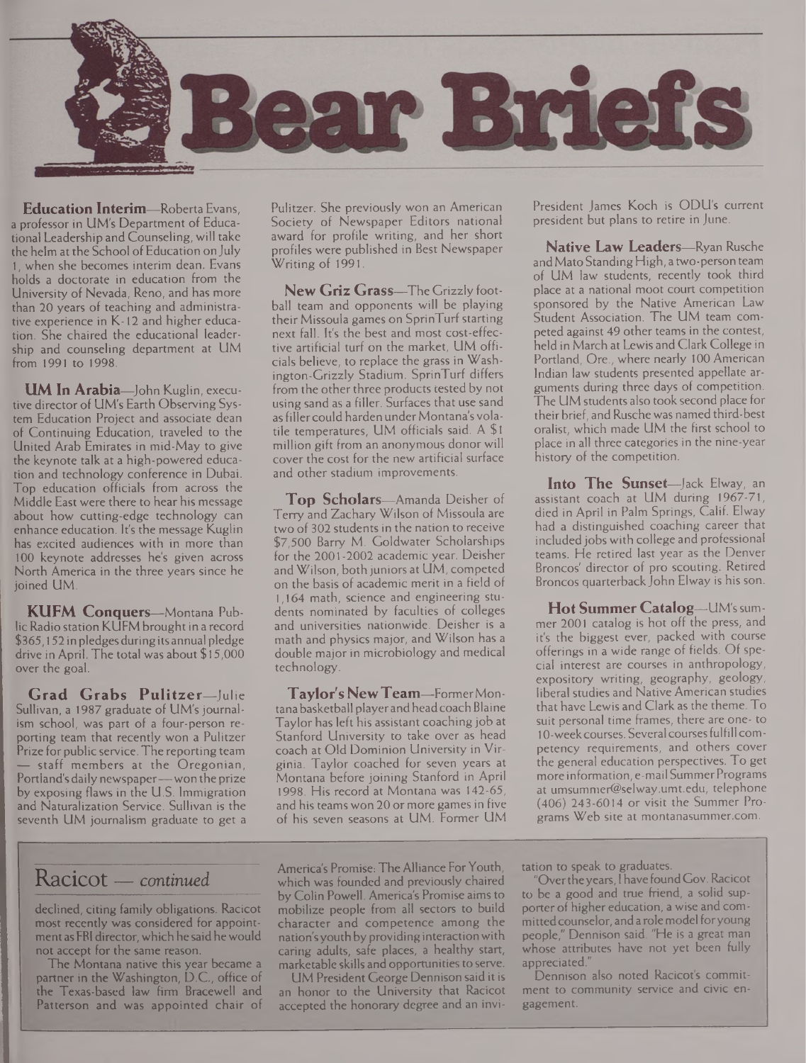# Bear Briefs

**Education Interim**—Roberta Evans, a professor in UM's Department of Educational Leadership and Counseling, will take the helm at the School of Education on July 1, when she becomes interim dean. Evans holds a doctorate in education from the University of Nevada, Reno, and has more than 20 years of teaching and administrative experience in K-12 and higher education. She chaired the educational leadership and counseling department at UM from 1991 to 1998.

**UM In Arabia**—John Kuglin, executive director of UM's Earth Observing System Education Project and associate dean of Continuing Education, traveled to the United Arab Emirates in mid-May to give the keynote talk at a high-powered education and technology conference in Dubai. Top education officials from across the Middle East were there to hear his message about how cutting-edge technology can enhance education. It's the message Kuglin has excited audiences with in more than 100 keynote addresses he's given across North America in the three years since he joined UM.

**KUFM Conquers**—Montana Public Radio station KUFM brought in a record $365,152 in pledges during its annual pledge drive in April. The total was about $15,000 over the goal.

**Grad Grabs Pulitzer**—Julie Sullivan, a 1987 graduate of UM's journalism school, was part of a four-person reporting team that recently won a Pulitzer Prize for public service. The reporting team — staff members at the Oregonian, Portland's daily newspaper — won the prize by exposing flaws in the U.S. Immigration and Naturalization Service. Sullivan is the seventh UM journalism graduate to get a Pulitzer. She previously won an American Society of Newspaper Editors national award for profile writing, and her short profiles were published in Best Newspaper Writing of 1991.

**New Griz Grass**—The Grizzly football team and opponents will be playing their Missoula games on SprinTurf starting next fall. It's the best and most cost-effective artificial turf on the market, UM officials believe, to replace the grass in Washington-Grizzly Stadium. SprinTurf differs from the other three products tested by not using sand as a filler. Surfaces that use sand as filler could harden under Montana's volatile temperatures, UM officials said. A $1 million gift from an anonymous donor will cover the cost for the new artificial surface and other stadium improvements.

**Top Scholars**—Amanda Deisher of Terry and Zachary Wilson of Missoula are two of 302 students in the nation to receive $7,500 Barry M. Goldwater Scholarships for the 2001-2002 academic year. Deisher and Wilson, both juniors at UM, competed on the basis of academic merit in a field of 1,164 math, science and engineering students nominated by faculties of colleges and universities nationwide. Deisher is a math and physics major, and Wilson has a double major in microbiology and medical technology.

**Taylor's New Team**—Former Montana basketball player and head coach Blaine Taylor has left his assistant coaching job at Stanford University to take over as head coach at Old Dominion University in Virginia. Taylor coached for seven years at Montana before joining Stanford in April 1998. His record at Montana was 142-65, and his teams won 20 or more games in five of his seven seasons at UM. Former UM President James Koch is ODU's current president but plans to retire in June.

**Native Law Leaders**—Ryan Rusche and Mato Standing High, a two-person team of UM law students, recently took third place at a national moot court competition sponsored by the Native American Law Student Association. The UM team competed against 49 other teams in the contest, held in March at Lewis and Clark College in Portland, Ore., where nearly 100 American Indian law students presented appellate arguments during three days of competition. The UM students also took second place for their brief, and Rusche was named third-best oralist, which made UM the first school to place in all three categories in the nine-year history of the competition.

**Into The Sunset**—Jack Elway, an assistant coach at UM during 1967-71, died in April in Palm Springs, Calif. Elway had a distinguished coaching career that included jobs with college and professional teams. He retired last year as the Denver Broncos' director of pro scouting. Retired Broncos quarterback John Elway is his son.

**Hot Summer Catalog**—UM's summer 2001 catalog is hot off the press, and it's the biggest ever, packed with course offerings in a wide range of fields. Of special interest are courses in anthropology, expository writing, geography, geology, liberal studies and Native American studies that have Lewis and Clark as the theme. To suit personal time frames, there are one- to 10-week courses. Several courses fulfill competency requirements, and others cover the general education perspectives. To get more information, e-mail Summer Programs at umsummer@selway.umt.edu, telephone (406) 243-6014 or visit the Summer Programs Web site at montanasummer.com.

## Racicot — *continued*

declined, citing family obligations. Racicot most recently was considered for appointment as FBI director, which he said he would not accept for the same reason.

The Montana native this year became a partner in the Washington, D.C., office of the Texas-based law firm Bracewell and Patterson and was appointed chair of America's Promise: The Alliance For Youth, which was founded and previously chaired by Colin Powell. America's Promise aims to mobilize people from all sectors to build character and competence among the nation's youth by providing interaction with caring adults, safe places, a healthy start, marketable skills and opportunities to serve.

UM President George Dennison said it is an honor to the University that Racicot accepted the honorary degree and an invitation to speak to graduates.

"Over the years, I have found Gov. Racicot to be a good and true friend, a solid supporter of higher education, a wise and committed counselor, and a role model for young people," Dennison said. "He is a great man whose attributes have not yet been fully appreciated."

Dennison also noted Racicot's commitment to community service and civic engagement.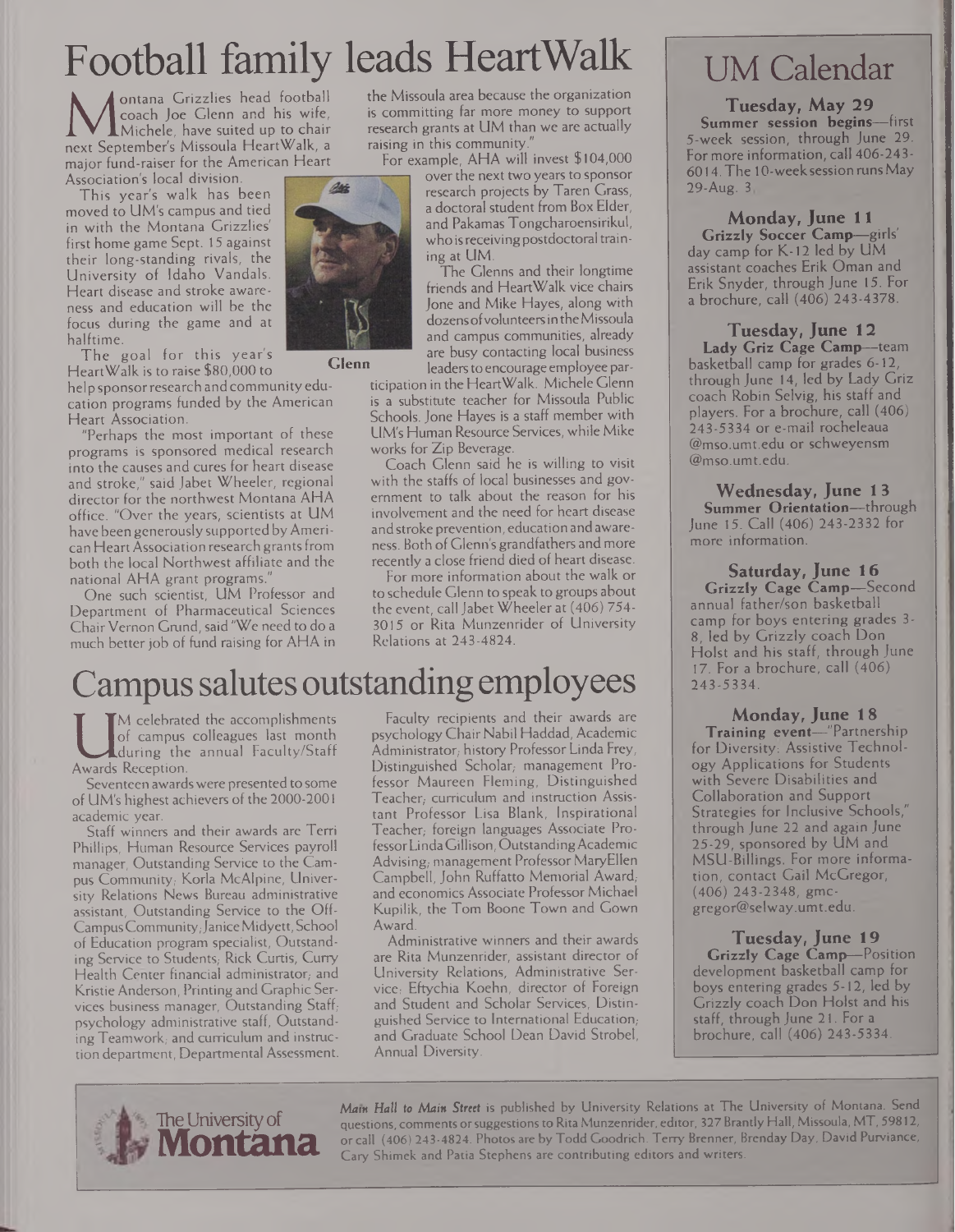# Football family leads HeartWalk

Montana Grizzlies head football coach Joe Glenn and his wife, Michele, have suited up to chair next September's Missoula HeartWalk, a major fund-raiser for the American Heart Association's local division.

This year's walk has been moved to UM's campus and tied in with the Montana Grizzlies' first home game Sept. 15 against their long-standing rivals, the University of Idaho Vandals. Heart disease and stroke awareness and education will be the focus during the game and at halftime.

The goal for this year's HeartWalk is to raise $80,000 to help sponsor research and community education programs funded by the American Heart Association.

"Perhaps the most important of these programs is sponsored medical research into the causes and cures for heart disease and stroke," said Jabet Wheeler, regional director for the northwest Montana AHA office. "Over the years, scientists at UM have been generously supported by American Heart Association research grants from both the local Northwest affiliate and the national AHA grant programs."

One such scientist, UM Professor and Department of Pharmaceutical Sciences Chair Vernon Grund, said "We need to do a much better job of fund raising for AHA in the Missoula area because the organization is committing far more money to support research grants at UM than we are actually raising in this community."

For example, AHA will invest $104,000 over the next two years to sponsor research projects by Taren Grass, a doctoral student from Box Elder, and Pakamas Tongcharoensirikul, who is receiving postdoctoral training at UM.

Glenn

The Glenns and their longtime friends and HeartWalk vice chairs Jone and Mike Hayes, along with dozens of volunteers in the Missoula and campus communities, already are busy contacting local business leaders to encourage employee participation in the HeartWalk. Michele Glenn is a substitute teacher for Missoula Public Schools. Jone Hayes is a staff member with UM's Human Resource Services, while Mike works for Zip Beverage.

Coach Glenn said he is willing to visit with the staffs of local businesses and government to talk about the reason for his involvement and the need for heart disease and stroke prevention, education and awareness. Both of Glenn's grandfathers and more recently a close friend died of heart disease.

For more information about the walk or to schedule Glenn to speak to groups about the event, call Jabet Wheeler at (406) 754-3015 or Rita Munzenrider of University Relations at 243-4824.

# Campus salutes outstanding employees

UM celebrated the accomplishments of campus colleagues last month during the annual Faculty/Staff Awards Reception.

Seventeen awards were presented to some of UM's highest achievers of the 2000-2001 academic year.

Staff winners and their awards are Terri Phillips, Human Resource Services payroll manager, Outstanding Service to the Campus Community; Korla McAlpine, University Relations News Bureau administrative assistant, Outstanding Service to the Off-Campus Community; Janice Midyett, School of Education program specialist, Outstanding Service to Students; Rick Curtis, Curry Health Center financial administrator; and Kristie Anderson, Printing and Graphic Services business manager, Outstanding Staff; psychology administrative staff, Outstanding Teamwork; and curriculum and instruction department, Departmental Assessment.

Faculty recipients and their awards are psychology Chair Nabil Haddad, Academic Administrator; history Professor Linda Frey, Distinguished Scholar; management Professor Maureen Fleming, Distinguished Teacher; curriculum and instruction Assistant Professor Lisa Blank, Inspirational Teacher; foreign languages Associate Professor Linda Gillison, Outstanding Academic Advising; management Professor MaryEllen Campbell, John Ruffatto Memorial Award; and economics Associate Professor Michael Kupilik, the Tom Boone Town and Gown Award.

Administrative winners and their awards are Rita Munzenrider, assistant director of University Relations, Administrative Service; Eftychia Koehn, director of Foreign and Student and Scholar Services, Distinguished Service to International Education; and Graduate School Dean David Strobel, Annual Diversity.

# UM Calendar

**Tuesday, May 29**
**Summer session begins**—first 5-week session, through June 29. For more information, call 406-243-6014. The 10-week session runs May 29-Aug. 3.

**Monday, June 11**
**Grizzly Soccer Camp**—girls' day camp for K-12 led by UM assistant coaches Erik Oman and Erik Snyder, through June 15. For a brochure, call (406) 243-4378.

**Tuesday, June 12**
**Lady Griz Cage Camp**—team basketball camp for grades 6-12, through June 14, led by Lady Griz coach Robin Selvig, his staff and players. For a brochure, call (406) 243-5334 or e-mail rocheleaua@mso.umt.edu or schweyensm@mso.umt.edu.

**Wednesday, June 13**
**Summer Orientation**—through June 15. Call (406) 243-2332 for more information.

**Saturday, June 16**
**Grizzly Cage Camp**—Second annual father/son basketball camp for boys entering grades 3-8, led by Grizzly coach Don Holst and his staff, through June 17. For a brochure, call (406) 243-5334.

**Monday, June 18**
**Training event**—"Partnership for Diversity: Assistive Technology Applications for Students with Severe Disabilities and Collaboration and Support Strategies for Inclusive Schools," through June 22 and again June 25-29, sponsored by UM and MSU-Billings. For more information, contact Gail McGregor, (406) 243-2348, gmcgregor@selway.umt.edu.

**Tuesday, June 19**
**Grizzly Cage Camp**—Position development basketball camp for boys entering grades 5-12, led by Grizzly coach Don Holst and his staff, through June 21. For a brochure, call (406) 243-5334.

The University of Montana

*Main Hall to Main Street* is published by University Relations at The University of Montana. Send questions, comments or suggestions to Rita Munzenrider, editor, 327 Brantly Hall, Missoula, MT, 59812, or call (406) 243-4824. Photos are by Todd Goodrich. Terry Brenner, Brenday Day, David Purviance, Cary Shimek and Patia Stephens are contributing editors and writers.